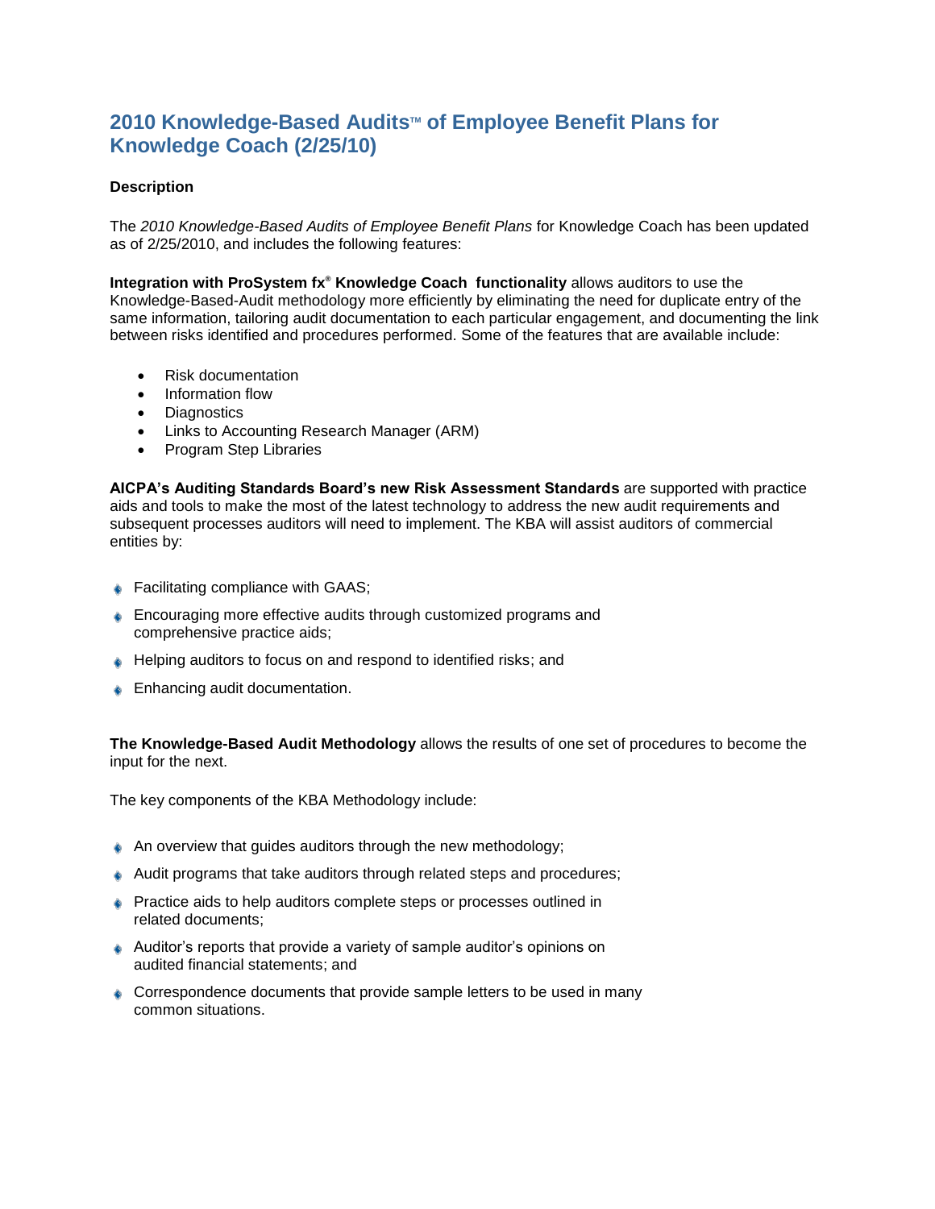# 2010 Knowledge-Based Audits™ of Employee Benefit Plans for Knowledge Coach (2/25/10)

**Description**

The *2010 Knowledge-Based Audits of Employee Benefit Plans* for Knowledge Coach has been updated as of 2/25/2010, and includes the following features:

**Integration with ProSystem fx® Knowledge Coach functionality** allows auditors to use the Knowledge-Based-Audit methodology more efficiently by eliminating the need for duplicate entry of the same information, tailoring audit documentation to each particular engagement, and documenting the link between risks identified and procedures performed. Some of the features that are available include:

- Risk documentation
- Information flow
- Diagnostics
- Links to Accounting Research Manager (ARM)
- Program Step Libraries

**AICPA's Auditing Standards Board's new Risk Assessment Standards** are supported with practice aids and tools to make the most of the latest technology to address the new audit requirements and subsequent processes auditors will need to implement. The KBA will assist auditors of commercial entities by:

- Facilitating compliance with GAAS;
- Encouraging more effective audits through customized programs and comprehensive practice aids;
- Helping auditors to focus on and respond to identified risks; and
- Enhancing audit documentation.

**The Knowledge-Based Audit Methodology** allows the results of one set of procedures to become the input for the next.

The key components of the KBA Methodology include:

- An overview that guides auditors through the new methodology;
- Audit programs that take auditors through related steps and procedures;
- Practice aids to help auditors complete steps or processes outlined in related documents;
- Auditor's reports that provide a variety of sample auditor's opinions on audited financial statements; and
- Correspondence documents that provide sample letters to be used in many common situations.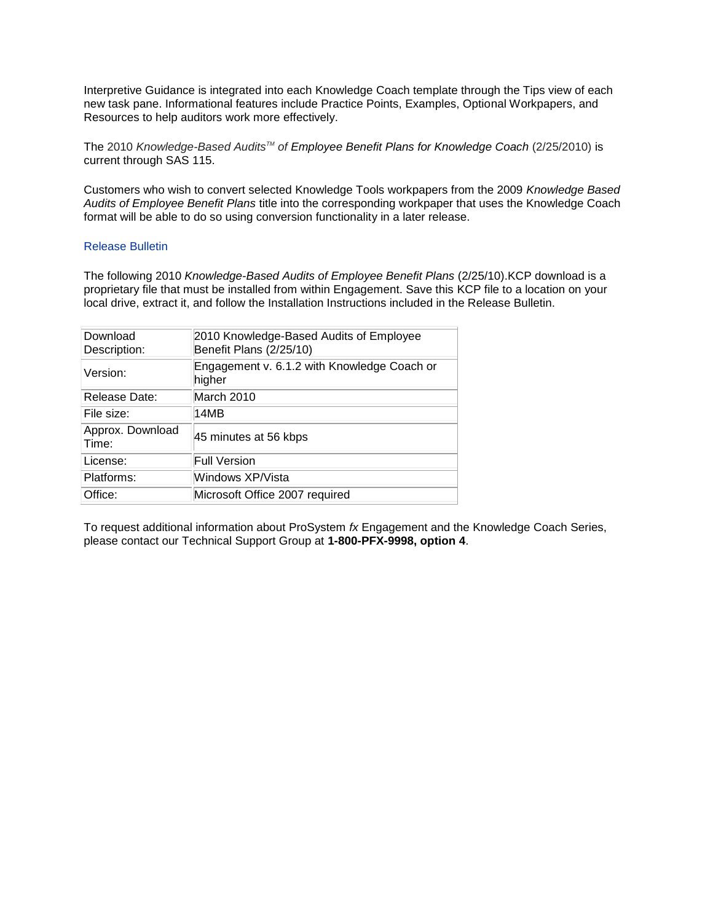Interpretive Guidance is integrated into each Knowledge Coach template through the Tips view of each new task pane. Informational features include Practice Points, Examples, Optional Workpapers, and Resources to help auditors work more effectively.

The 2010 *Knowledge-Based Audits™ of Employee Benefit Plans for Knowledge Coach* (2/25/2010) is current through SAS 115.

Customers who wish to convert selected Knowledge Tools workpapers from the 2009 *Knowledge Based Audits of Employee Benefit Plans* title into the corresponding workpaper that uses the Knowledge Coach format will be able to do so using conversion functionality in a later release.

Release Bulletin

The following 2010 *Knowledge-Based Audits of Employee Benefit Plans* (2/25/10).KCP download is a proprietary file that must be installed from within Engagement. Save this KCP file to a location on your local drive, extract it, and follow the Installation Instructions included in the Release Bulletin.

| | |
|---|---|
| Download Description: | 2010 Knowledge-Based Audits of Employee Benefit Plans (2/25/10) |
| Version: | Engagement v. 6.1.2 with Knowledge Coach or higher |
| Release Date: | March 2010 |
| File size: | 14MB |
| Approx. Download Time: | 45 minutes at 56 kbps |
| License: | Full Version |
| Platforms: | Windows XP/Vista |
| Office: | Microsoft Office 2007 required |

To request additional information about ProSystem *fx* Engagement and the Knowledge Coach Series, please contact our Technical Support Group at **1-800-PFX-9998, option 4**.